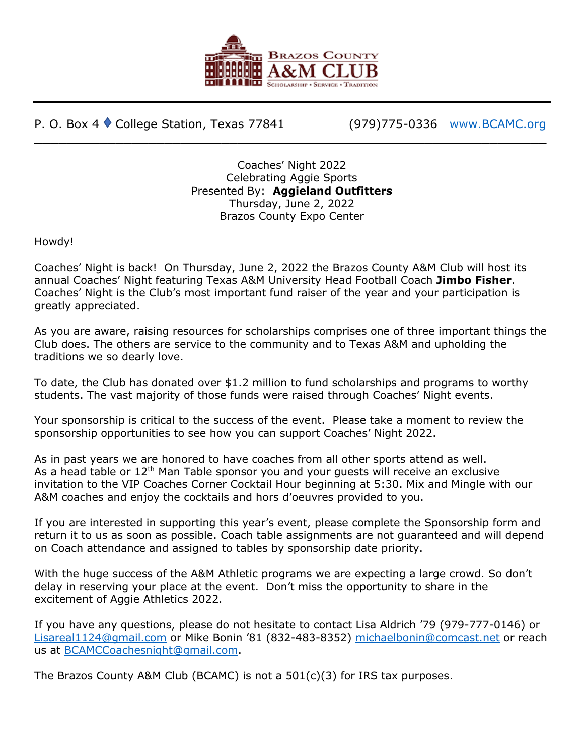# Brazos County A&M Club

Scholarship • Service • Tradition

P. O. Box 4 ♦ College Station, Texas 77841 (979)775-0336 www.BCAMC.org

Coaches' Night 2022
Celebrating Aggie Sports
Presented By: **Aggieland Outfitters**
Thursday, June 2, 2022
Brazos County Expo Center

Howdy!

Coaches' Night is back! On Thursday, June 2, 2022 the Brazos County A&M Club will host its annual Coaches' Night featuring Texas A&M University Head Football Coach **Jimbo Fisher**. Coaches' Night is the Club's most important fund raiser of the year and your participation is greatly appreciated.

As you are aware, raising resources for scholarships comprises one of three important things the Club does. The others are service to the community and to Texas A&M and upholding the traditions we so dearly love.

To date, the Club has donated over $1.2 million to fund scholarships and programs to worthy students. The vast majority of those funds were raised through Coaches' Night events.

Your sponsorship is critical to the success of the event. Please take a moment to review the sponsorship opportunities to see how you can support Coaches' Night 2022.

As in past years we are honored to have coaches from all other sports attend as well. As a head table or 12th Man Table sponsor you and your guests will receive an exclusive invitation to the VIP Coaches Corner Cocktail Hour beginning at 5:30. Mix and Mingle with our A&M coaches and enjoy the cocktails and hors d'oeuvres provided to you.

If you are interested in supporting this year's event, please complete the Sponsorship form and return it to us as soon as possible. Coach table assignments are not guaranteed and will depend on Coach attendance and assigned to tables by sponsorship date priority.

With the huge success of the A&M Athletic programs we are expecting a large crowd. So don't delay in reserving your place at the event. Don't miss the opportunity to share in the excitement of Aggie Athletics 2022.

If you have any questions, please do not hesitate to contact Lisa Aldrich '79 (979-777-0146) or Lisareal1124@gmail.com or Mike Bonin '81 (832-483-8352) michaelbonin@comcast.net or reach us at BCAMCCoachesnight@gmail.com.

The Brazos County A&M Club (BCAMC) is not a 501(c)(3) for IRS tax purposes.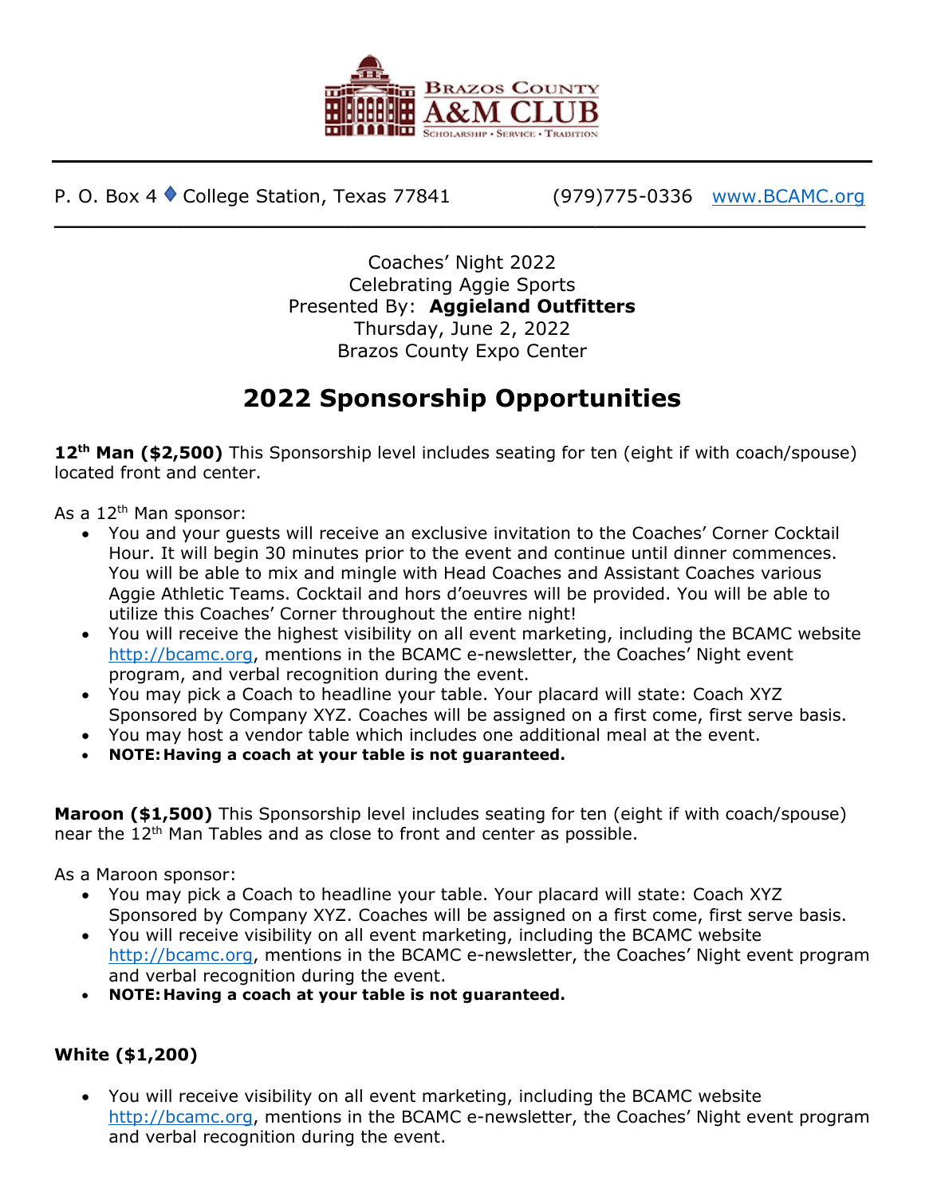# Brazos County A&M Club

Scholarship • Service • Tradition

P. O. Box 4 ♦ College Station, Texas 77841 (979)775-0336 [www.BCAMC.org](http://www.BCAMC.org)

Coaches' Night 2022
Celebrating Aggie Sports
Presented By: **Aggieland Outfitters**
Thursday, June 2, 2022
Brazos County Expo Center

## 2022 Sponsorship Opportunities

**12th Man ($2,500)** This Sponsorship level includes seating for ten (eight if with coach/spouse) located front and center.

As a 12th Man sponsor:

- You and your guests will receive an exclusive invitation to the Coaches' Corner Cocktail Hour. It will begin 30 minutes prior to the event and continue until dinner commences. You will be able to mix and mingle with Head Coaches and Assistant Coaches various Aggie Athletic Teams. Cocktail and hors d'oeuvres will be provided. You will be able to utilize this Coaches' Corner throughout the entire night!
- You will receive the highest visibility on all event marketing, including the BCAMC website http://bcamc.org, mentions in the BCAMC e-newsletter, the Coaches' Night event program, and verbal recognition during the event.
- You may pick a Coach to headline your table. Your placard will state: Coach XYZ Sponsored by Company XYZ. Coaches will be assigned on a first come, first serve basis.
- You may host a vendor table which includes one additional meal at the event.
- **NOTE: Having a coach at your table is not guaranteed.**

**Maroon ($1,500)** This Sponsorship level includes seating for ten (eight if with coach/spouse) near the 12th Man Tables and as close to front and center as possible.

As a Maroon sponsor:

- You may pick a Coach to headline your table. Your placard will state: Coach XYZ Sponsored by Company XYZ. Coaches will be assigned on a first come, first serve basis.
- You will receive visibility on all event marketing, including the BCAMC website http://bcamc.org, mentions in the BCAMC e-newsletter, the Coaches' Night event program and verbal recognition during the event.
- **NOTE: Having a coach at your table is not guaranteed.**

**White ($1,200)**

- You will receive visibility on all event marketing, including the BCAMC website http://bcamc.org, mentions in the BCAMC e-newsletter, the Coaches' Night event program and verbal recognition during the event.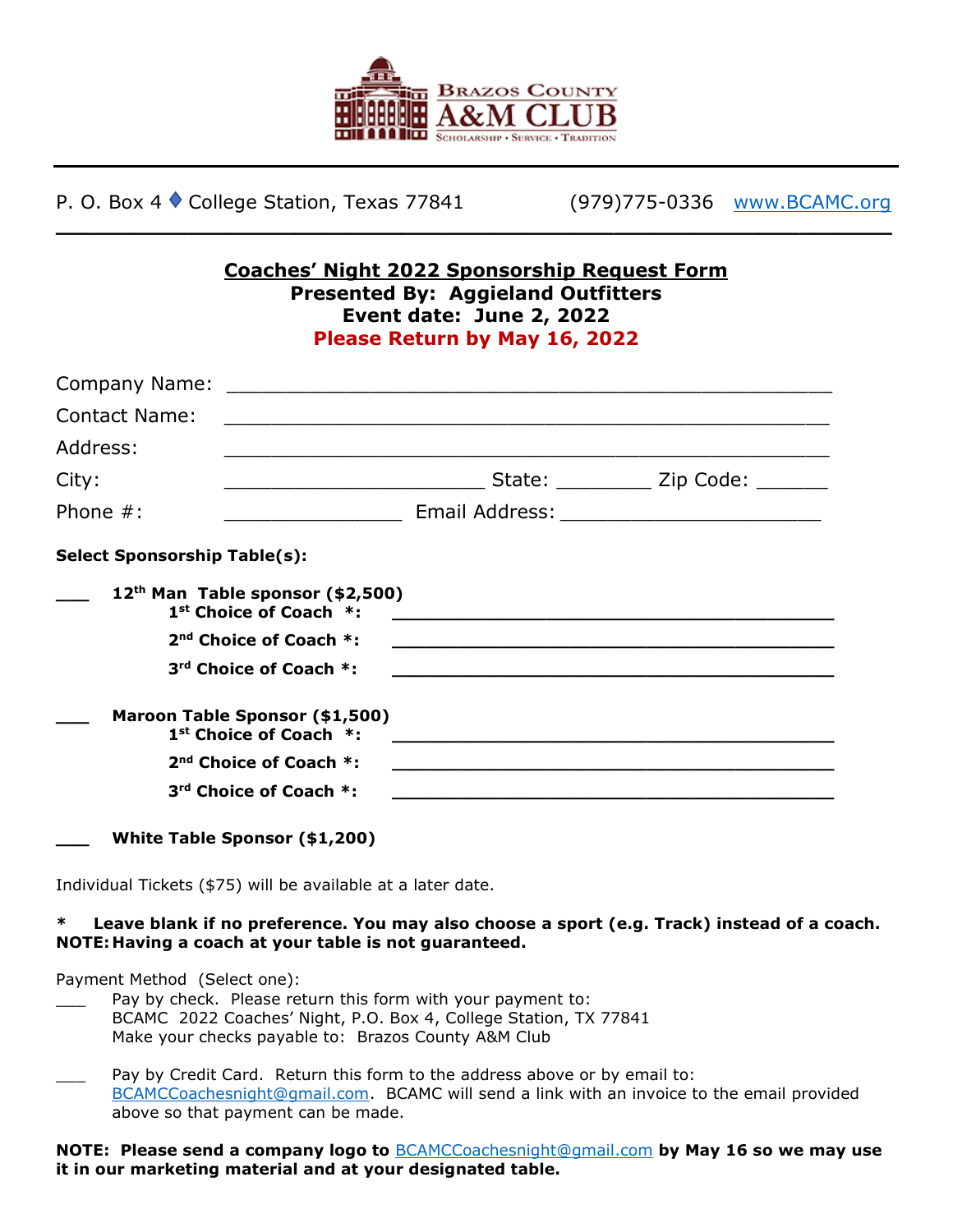BRAZOS COUNTY A&M CLUB
SCHOLARSHIP • SERVICE • TRADITION

P. O. Box 4 ♦ College Station, Texas 77841 (979)775-0336 www.BCAMC.org

## Coaches' Night 2022 Sponsorship Request Form

**Presented By: Aggieland Outfitters**
**Event date: June 2, 2022**
**Please Return by May 16, 2022**

Company Name: ________________________________________________

Contact Name: ________________________________________________

Address: ________________________________________________

City: ______________________ State: ________ Zip Code: ______

Phone #: _______________ Email Address: ______________________

**Select Sponsorship Table(s):**

___ **12th Man Table sponsor ($2,500)**

**1st Choice of Coach \*:** ________________________________________

**2nd Choice of Coach \*:** ________________________________________

**3rd Choice of Coach \*:** ________________________________________

___ **Maroon Table Sponsor ($1,500)**

**1st Choice of Coach \*:** ________________________________________

**2nd Choice of Coach \*:** ________________________________________

**3rd Choice of Coach \*:** ________________________________________

___ **White Table Sponsor ($1,200)**

Individual Tickets ($75) will be available at a later date.

**\* Leave blank if no preference. You may also choose a sport (e.g. Track) instead of a coach.**
**NOTE: Having a coach at your table is not guaranteed.**

Payment Method (Select one):

___ Pay by check. Please return this form with your payment to:
BCAMC 2022 Coaches' Night, P.O. Box 4, College Station, TX 77841
Make your checks payable to: Brazos County A&M Club

___ Pay by Credit Card. Return this form to the address above or by email to: BCAMCCoachesnight@gmail.com. BCAMC will send a link with an invoice to the email provided above so that payment can be made.

**NOTE: Please send a company logo to BCAMCCoachesnight@gmail.com by May 16 so we may use it in our marketing material and at your designated table.**